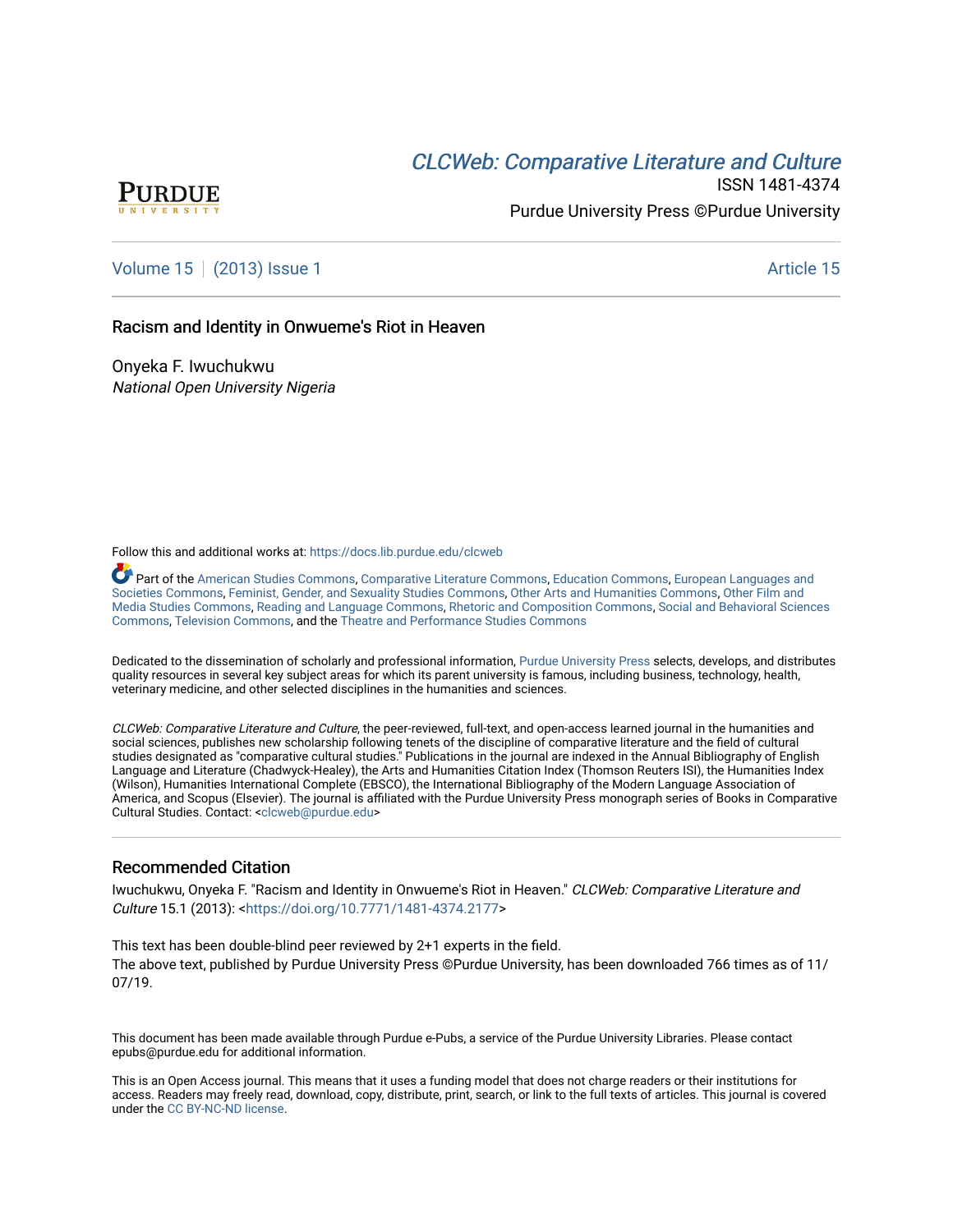[CLCWeb: Comparative Literature and Culture](https://docs.lib.purdue.edu/clcweb)

ISSN 1481-4374

Purdue University Press ©Purdue University

Volume 15 | (2013) Issue 1 — Article 15

# Racism and Identity in Onwueme's Riot in Heaven

Onyeka F. Iwuchukwu
*National Open University Nigeria*

Follow this and additional works at: https://docs.lib.purdue.edu/clcweb

Part of the American Studies Commons, Comparative Literature Commons, Education Commons, European Languages and Societies Commons, Feminist, Gender, and Sexuality Studies Commons, Other Arts and Humanities Commons, Other Film and Media Studies Commons, Reading and Language Commons, Rhetoric and Composition Commons, Social and Behavioral Sciences Commons, Television Commons, and the Theatre and Performance Studies Commons

Dedicated to the dissemination of scholarly and professional information, Purdue University Press selects, develops, and distributes quality resources in several key subject areas for which its parent university is famous, including business, technology, health, veterinary medicine, and other selected disciplines in the humanities and sciences.

*CLCWeb: Comparative Literature and Culture*, the peer-reviewed, full-text, and open-access learned journal in the humanities and social sciences, publishes new scholarship following tenets of the discipline of comparative literature and the field of cultural studies designated as "comparative cultural studies." Publications in the journal are indexed in the Annual Bibliography of English Language and Literature (Chadwyck-Healey), the Arts and Humanities Citation Index (Thomson Reuters ISI), the Humanities Index (Wilson), Humanities International Complete (EBSCO), the International Bibliography of the Modern Language Association of America, and Scopus (Elsevier). The journal is affiliated with the Purdue University Press monograph series of Books in Comparative Cultural Studies. Contact: <clcweb@purdue.edu>

## Recommended Citation

Iwuchukwu, Onyeka F. "Racism and Identity in Onwueme's Riot in Heaven." *CLCWeb: Comparative Literature and Culture* 15.1 (2013): <https://doi.org/10.7771/1481-4374.2177>

This text has been double-blind peer reviewed by 2+1 experts in the field.
The above text, published by Purdue University Press ©Purdue University, has been downloaded 766 times as of 11/07/19.

This document has been made available through Purdue e-Pubs, a service of the Purdue University Libraries. Please contact epubs@purdue.edu for additional information.

This is an Open Access journal. This means that it uses a funding model that does not charge readers or their institutions for access. Readers may freely read, download, copy, distribute, print, search, or link to the full texts of articles. This journal is covered under the CC BY-NC-ND license.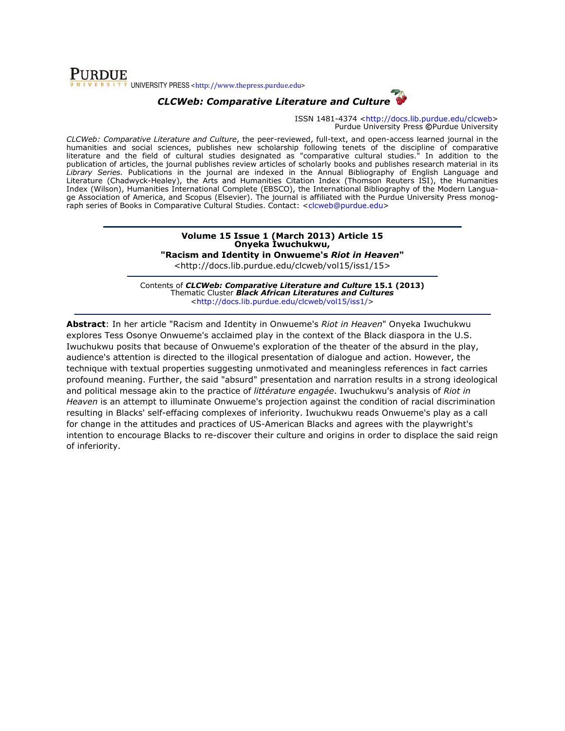PURDUE UNIVERSITY PRESS <http://www.thepress.purdue.edu>

***CLCWeb: Comparative Literature and Culture***

ISSN 1481-4374 <http://docs.lib.purdue.edu/clcweb>
Purdue University Press ©Purdue University

*CLCWeb: Comparative Literature and Culture*, the peer-reviewed, full-text, and open-access learned journal in the humanities and social sciences, publishes new scholarship following tenets of the discipline of comparative literature and the field of cultural studies designated as "comparative cultural studies." In addition to the publication of articles, the journal publishes review articles of scholarly books and publishes research material in its *Library Series.* Publications in the journal are indexed in the Annual Bibliography of English Language and Literature (Chadwyck-Healey), the Arts and Humanities Citation Index (Thomson Reuters ISI), the Humanities Index (Wilson), Humanities International Complete (EBSCO), the International Bibliography of the Modern Language Association of America, and Scopus (Elsevier). The journal is affiliated with the Purdue University Press monograph series of Books in Comparative Cultural Studies. Contact: <clcweb@purdue.edu>

**Volume 15 Issue 1 (March 2013) Article 15**
**Onyeka Iwuchukwu,**
**"Racism and Identity in Onwueme's *Riot in Heaven*"**
<http://docs.lib.purdue.edu/clcweb/vol15/iss1/15>

Contents of ***CLCWeb: Comparative Literature and Culture* 15.1 (2013)**
Thematic Cluster ***Black African Literatures and Cultures***
<http://docs.lib.purdue.edu/clcweb/vol15/iss1/>

**Abstract**: In her article "Racism and Identity in Onwueme's *Riot in Heaven*" Onyeka Iwuchukwu explores Tess Osonye Onwueme's acclaimed play in the context of the Black diaspora in the U.S. Iwuchukwu posits that because of Onwueme's exploration of the theater of the absurd in the play, audience's attention is directed to the illogical presentation of dialogue and action. However, the technique with textual properties suggesting unmotivated and meaningless references in fact carries profound meaning. Further, the said "absurd" presentation and narration results in a strong ideological and political message akin to the practice of *littérature engagée*. Iwuchukwu's analysis of *Riot in Heaven* is an attempt to illuminate Onwueme's projection against the condition of racial discrimination resulting in Blacks' self-effacing complexes of inferiority. Iwuchukwu reads Onwueme's play as a call for change in the attitudes and practices of US-American Blacks and agrees with the playwright's intention to encourage Blacks to re-discover their culture and origins in order to displace the said reign of inferiority.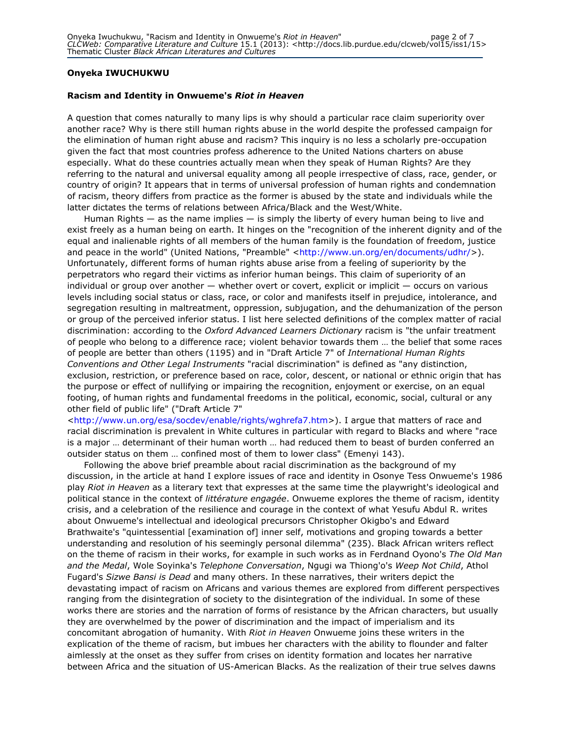**Onyeka IWUCHUKWU**

## Racism and Identity in Onwueme's *Riot in Heaven*

A question that comes naturally to many lips is why should a particular race claim superiority over another race? Why is there still human rights abuse in the world despite the professed campaign for the elimination of human right abuse and racism? This inquiry is no less a scholarly pre-occupation given the fact that most countries profess adherence to the United Nations charters on abuse especially. What do these countries actually mean when they speak of Human Rights? Are they referring to the natural and universal equality among all people irrespective of class, race, gender, or country of origin? It appears that in terms of universal profession of human rights and condemnation of racism, theory differs from practice as the former is abused by the state and individuals while the latter dictates the terms of relations between Africa/Black and the West/White.

Human Rights — as the name implies — is simply the liberty of every human being to live and exist freely as a human being on earth. It hinges on the "recognition of the inherent dignity and of the equal and inalienable rights of all members of the human family is the foundation of freedom, justice and peace in the world" (United Nations, "Preamble" <http://www.un.org/en/documents/udhr/>). Unfortunately, different forms of human rights abuse arise from a feeling of superiority by the perpetrators who regard their victims as inferior human beings. This claim of superiority of an individual or group over another — whether overt or covert, explicit or implicit — occurs on various levels including social status or class, race, or color and manifests itself in prejudice, intolerance, and segregation resulting in maltreatment, oppression, subjugation, and the dehumanization of the person or group of the perceived inferior status. I list here selected definitions of the complex matter of racial discrimination: according to the *Oxford Advanced Learners Dictionary* racism is "the unfair treatment of people who belong to a difference race; violent behavior towards them … the belief that some races of people are better than others (1195) and in "Draft Article 7" of *International Human Rights Conventions and Other Legal Instruments* "racial discrimination" is defined as "any distinction, exclusion, restriction, or preference based on race, color, descent, or national or ethnic origin that has the purpose or effect of nullifying or impairing the recognition, enjoyment or exercise, on an equal footing, of human rights and fundamental freedoms in the political, economic, social, cultural or any other field of public life" ("Draft Article 7" <http://www.un.org/esa/socdev/enable/rights/wghrefa7.htm>). I argue that matters of race and racial discrimination is prevalent in White cultures in particular with regard to Blacks and where "race is a major … determinant of their human worth … had reduced them to beast of burden conferred an outsider status on them … confined most of them to lower class" (Emenyi 143).

Following the above brief preamble about racial discrimination as the background of my discussion, in the article at hand I explore issues of race and identity in Osonye Tess Onwueme's 1986 play *Riot in Heaven* as a literary text that expresses at the same time the playwright's ideological and political stance in the context of *littérature engagée*. Onwueme explores the theme of racism, identity crisis, and a celebration of the resilience and courage in the context of what Yesufu Abdul R. writes about Onwueme's intellectual and ideological precursors Christopher Okigbo's and Edward Brathwaite's "quintessential [examination of] inner self, motivations and groping towards a better understanding and resolution of his seemingly personal dilemma" (235). Black African writers reflect on the theme of racism in their works, for example in such works as in Ferdnand Oyono's *The Old Man and the Medal*, Wole Soyinka's *Telephone Conversation*, Ngugi wa Thiong'o's *Weep Not Child*, Athol Fugard's *Sizwe Bansi is Dead* and many others. In these narratives, their writers depict the devastating impact of racism on Africans and various themes are explored from different perspectives ranging from the disintegration of society to the disintegration of the individual. In some of these works there are stories and the narration of forms of resistance by the African characters, but usually they are overwhelmed by the power of discrimination and the impact of imperialism and its concomitant abrogation of humanity. With *Riot in Heaven* Onwueme joins these writers in the explication of the theme of racism, but imbues her characters with the ability to flounder and falter aimlessly at the onset as they suffer from crises on identity formation and locates her narrative between Africa and the situation of US-American Blacks. As the realization of their true selves dawns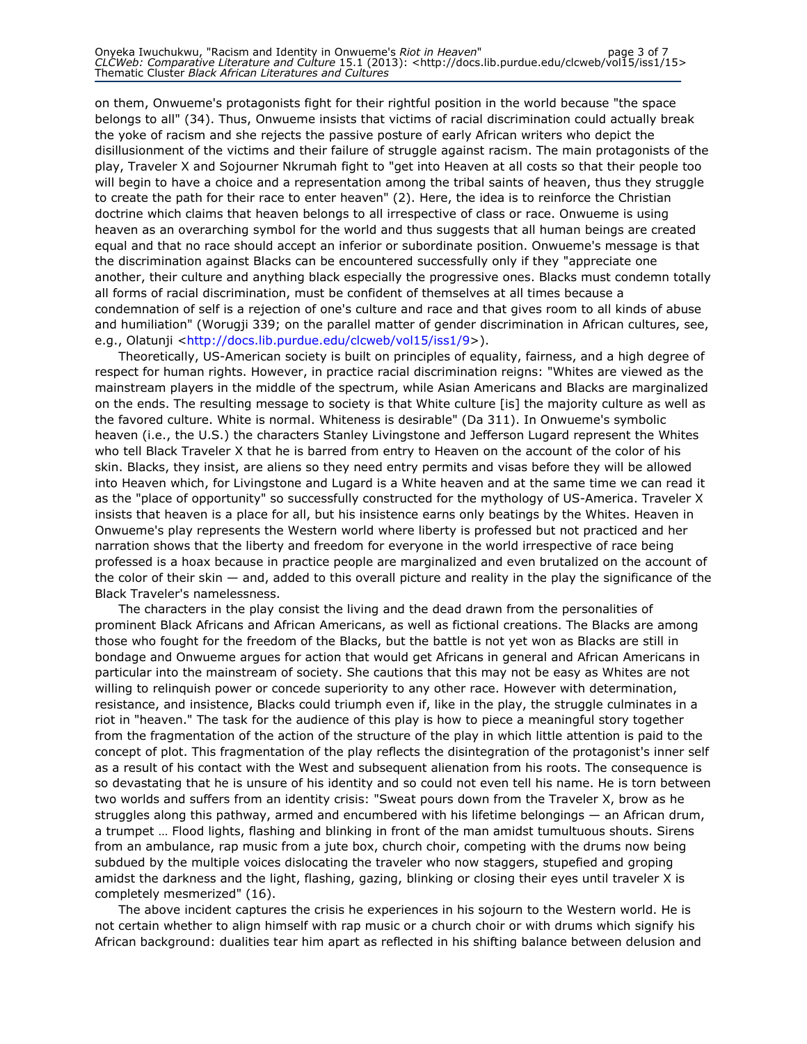on them, Onwueme's protagonists fight for their rightful position in the world because "the space belongs to all" (34). Thus, Onwueme insists that victims of racial discrimination could actually break the yoke of racism and she rejects the passive posture of early African writers who depict the disillusionment of the victims and their failure of struggle against racism. The main protagonists of the play, Traveler X and Sojourner Nkrumah fight to "get into Heaven at all costs so that their people too will begin to have a choice and a representation among the tribal saints of heaven, thus they struggle to create the path for their race to enter heaven" (2). Here, the idea is to reinforce the Christian doctrine which claims that heaven belongs to all irrespective of class or race. Onwueme is using heaven as an overarching symbol for the world and thus suggests that all human beings are created equal and that no race should accept an inferior or subordinate position. Onwueme's message is that the discrimination against Blacks can be encountered successfully only if they "appreciate one another, their culture and anything black especially the progressive ones. Blacks must condemn totally all forms of racial discrimination, must be confident of themselves at all times because a condemnation of self is a rejection of one's culture and race and that gives room to all kinds of abuse and humiliation" (Worugji 339; on the parallel matter of gender discrimination in African cultures, see, e.g., Olatunji <http://docs.lib.purdue.edu/clcweb/vol15/iss1/9>).

Theoretically, US-American society is built on principles of equality, fairness, and a high degree of respect for human rights. However, in practice racial discrimination reigns: "Whites are viewed as the mainstream players in the middle of the spectrum, while Asian Americans and Blacks are marginalized on the ends. The resulting message to society is that White culture [is] the majority culture as well as the favored culture. White is normal. Whiteness is desirable" (Da 311). In Onwueme's symbolic heaven (i.e., the U.S.) the characters Stanley Livingstone and Jefferson Lugard represent the Whites who tell Black Traveler X that he is barred from entry to Heaven on the account of the color of his skin. Blacks, they insist, are aliens so they need entry permits and visas before they will be allowed into Heaven which, for Livingstone and Lugard is a White heaven and at the same time we can read it as the "place of opportunity" so successfully constructed for the mythology of US-America. Traveler X insists that heaven is a place for all, but his insistence earns only beatings by the Whites. Heaven in Onwueme's play represents the Western world where liberty is professed but not practiced and her narration shows that the liberty and freedom for everyone in the world irrespective of race being professed is a hoax because in practice people are marginalized and even brutalized on the account of the color of their skin — and, added to this overall picture and reality in the play the significance of the Black Traveler's namelessness.

The characters in the play consist the living and the dead drawn from the personalities of prominent Black Africans and African Americans, as well as fictional creations. The Blacks are among those who fought for the freedom of the Blacks, but the battle is not yet won as Blacks are still in bondage and Onwueme argues for action that would get Africans in general and African Americans in particular into the mainstream of society. She cautions that this may not be easy as Whites are not willing to relinquish power or concede superiority to any other race. However with determination, resistance, and insistence, Blacks could triumph even if, like in the play, the struggle culminates in a riot in "heaven." The task for the audience of this play is how to piece a meaningful story together from the fragmentation of the action of the structure of the play in which little attention is paid to the concept of plot. This fragmentation of the play reflects the disintegration of the protagonist's inner self as a result of his contact with the West and subsequent alienation from his roots. The consequence is so devastating that he is unsure of his identity and so could not even tell his name. He is torn between two worlds and suffers from an identity crisis: "Sweat pours down from the Traveler X, brow as he struggles along this pathway, armed and encumbered with his lifetime belongings — an African drum, a trumpet … Flood lights, flashing and blinking in front of the man amidst tumultuous shouts. Sirens from an ambulance, rap music from a jute box, church choir, competing with the drums now being subdued by the multiple voices dislocating the traveler who now staggers, stupefied and groping amidst the darkness and the light, flashing, gazing, blinking or closing their eyes until traveler X is completely mesmerized" (16).

The above incident captures the crisis he experiences in his sojourn to the Western world. He is not certain whether to align himself with rap music or a church choir or with drums which signify his African background: dualities tear him apart as reflected in his shifting balance between delusion and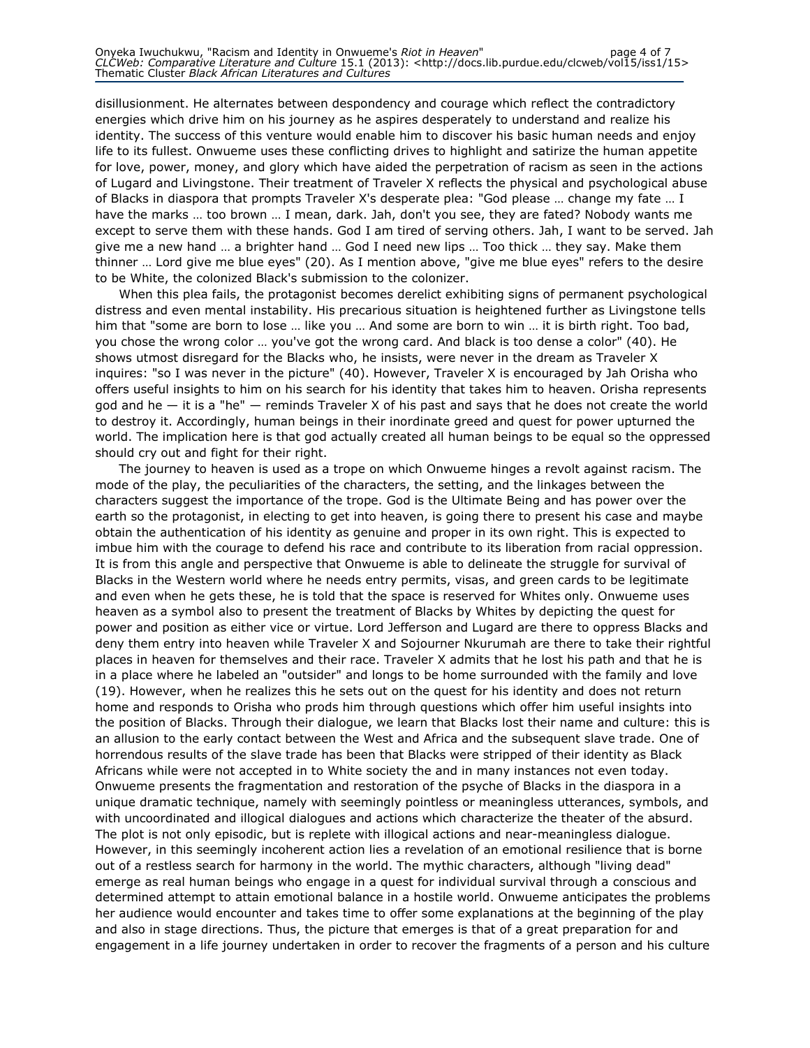disillusionment. He alternates between despondency and courage which reflect the contradictory energies which drive him on his journey as he aspires desperately to understand and realize his identity. The success of this venture would enable him to discover his basic human needs and enjoy life to its fullest. Onwueme uses these conflicting drives to highlight and satirize the human appetite for love, power, money, and glory which have aided the perpetration of racism as seen in the actions of Lugard and Livingstone. Their treatment of Traveler X reflects the physical and psychological abuse of Blacks in diaspora that prompts Traveler X's desperate plea: "God please … change my fate … I have the marks … too brown … I mean, dark. Jah, don't you see, they are fated? Nobody wants me except to serve them with these hands. God I am tired of serving others. Jah, I want to be served. Jah give me a new hand … a brighter hand … God I need new lips … Too thick … they say. Make them thinner … Lord give me blue eyes" (20). As I mention above, "give me blue eyes" refers to the desire to be White, the colonized Black's submission to the colonizer.

When this plea fails, the protagonist becomes derelict exhibiting signs of permanent psychological distress and even mental instability. His precarious situation is heightened further as Livingstone tells him that "some are born to lose … like you … And some are born to win … it is birth right. Too bad, you chose the wrong color … you've got the wrong card. And black is too dense a color" (40). He shows utmost disregard for the Blacks who, he insists, were never in the dream as Traveler X inquires: "so I was never in the picture" (40). However, Traveler X is encouraged by Jah Orisha who offers useful insights to him on his search for his identity that takes him to heaven. Orisha represents god and he — it is a "he" — reminds Traveler X of his past and says that he does not create the world to destroy it. Accordingly, human beings in their inordinate greed and quest for power upturned the world. The implication here is that god actually created all human beings to be equal so the oppressed should cry out and fight for their right.

The journey to heaven is used as a trope on which Onwueme hinges a revolt against racism. The mode of the play, the peculiarities of the characters, the setting, and the linkages between the characters suggest the importance of the trope. God is the Ultimate Being and has power over the earth so the protagonist, in electing to get into heaven, is going there to present his case and maybe obtain the authentication of his identity as genuine and proper in its own right. This is expected to imbue him with the courage to defend his race and contribute to its liberation from racial oppression. It is from this angle and perspective that Onwueme is able to delineate the struggle for survival of Blacks in the Western world where he needs entry permits, visas, and green cards to be legitimate and even when he gets these, he is told that the space is reserved for Whites only. Onwueme uses heaven as a symbol also to present the treatment of Blacks by Whites by depicting the quest for power and position as either vice or virtue. Lord Jefferson and Lugard are there to oppress Blacks and deny them entry into heaven while Traveler X and Sojourner Nkurumah are there to take their rightful places in heaven for themselves and their race. Traveler X admits that he lost his path and that he is in a place where he labeled an "outsider" and longs to be home surrounded with the family and love (19). However, when he realizes this he sets out on the quest for his identity and does not return home and responds to Orisha who prods him through questions which offer him useful insights into the position of Blacks. Through their dialogue, we learn that Blacks lost their name and culture: this is an allusion to the early contact between the West and Africa and the subsequent slave trade. One of horrendous results of the slave trade has been that Blacks were stripped of their identity as Black Africans while were not accepted in to White society the and in many instances not even today. Onwueme presents the fragmentation and restoration of the psyche of Blacks in the diaspora in a unique dramatic technique, namely with seemingly pointless or meaningless utterances, symbols, and with uncoordinated and illogical dialogues and actions which characterize the theater of the absurd. The plot is not only episodic, but is replete with illogical actions and near-meaningless dialogue. However, in this seemingly incoherent action lies a revelation of an emotional resilience that is borne out of a restless search for harmony in the world. The mythic characters, although "living dead" emerge as real human beings who engage in a quest for individual survival through a conscious and determined attempt to attain emotional balance in a hostile world. Onwueme anticipates the problems her audience would encounter and takes time to offer some explanations at the beginning of the play and also in stage directions. Thus, the picture that emerges is that of a great preparation for and engagement in a life journey undertaken in order to recover the fragments of a person and his culture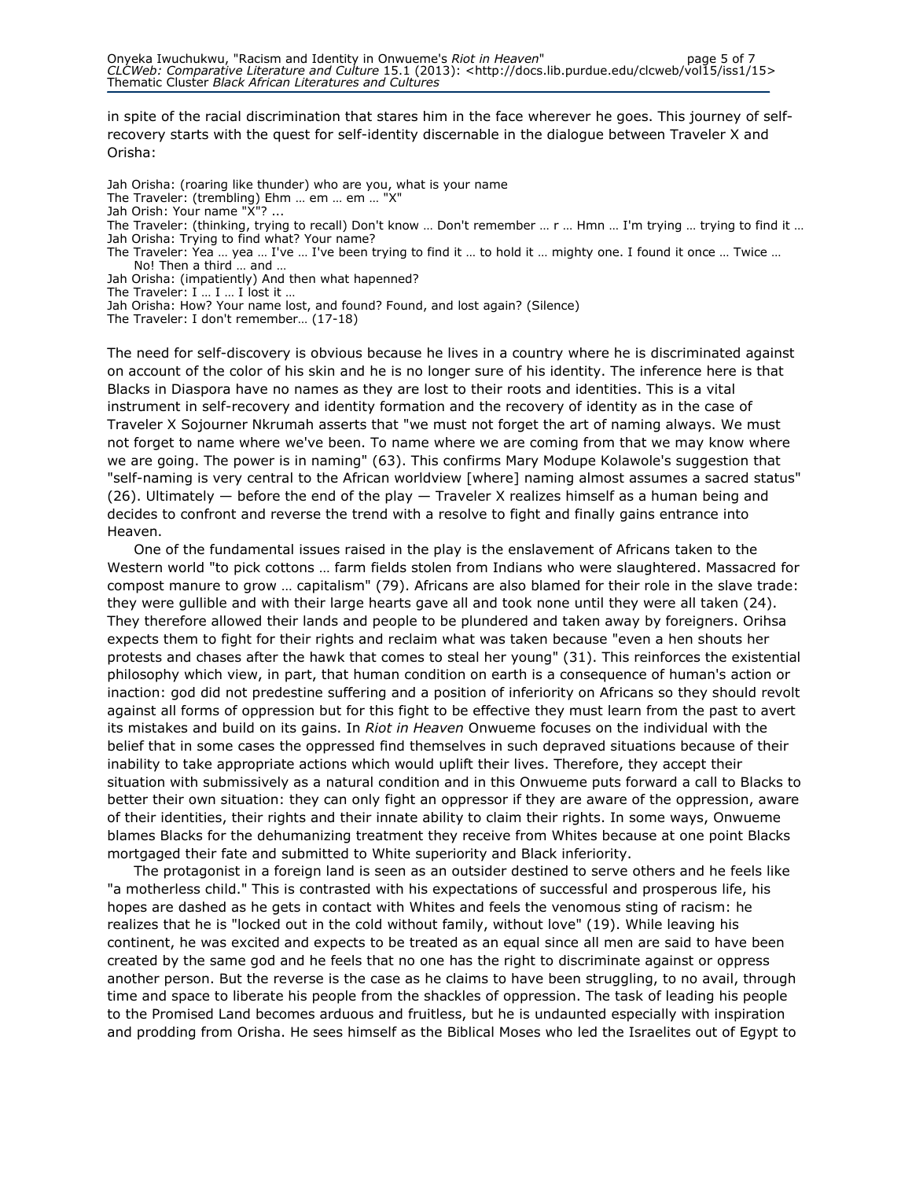in spite of the racial discrimination that stares him in the face wherever he goes. This journey of self-recovery starts with the quest for self-identity discernable in the dialogue between Traveler X and Orisha:

Jah Orisha: (roaring like thunder) who are you, what is your name
The Traveler: (trembling) Ehm … em … em … "X"
Jah Orish: Your name "X"? ...
The Traveler: (thinking, trying to recall) Don't know … Don't remember … r … Hmn … I'm trying … trying to find it …
Jah Orisha: Trying to find what? Your name?
The Traveler: Yea … yea … I've … I've been trying to find it … to hold it … mighty one. I found it once … Twice … No! Then a third … and …
Jah Orisha: (impatiently) And then what hapenned?
The Traveler: I … I … I lost it …
Jah Orisha: How? Your name lost, and found? Found, and lost again? (Silence)
The Traveler: I don't remember… (17-18)

The need for self-discovery is obvious because he lives in a country where he is discriminated against on account of the color of his skin and he is no longer sure of his identity. The inference here is that Blacks in Diaspora have no names as they are lost to their roots and identities. This is a vital instrument in self-recovery and identity formation and the recovery of identity as in the case of Traveler X Sojourner Nkrumah asserts that "we must not forget the art of naming always. We must not forget to name where we've been. To name where we are coming from that we may know where we are going. The power is in naming" (63). This confirms Mary Modupe Kolawole's suggestion that "self-naming is very central to the African worldview [where] naming almost assumes a sacred status" (26). Ultimately — before the end of the play — Traveler X realizes himself as a human being and decides to confront and reverse the trend with a resolve to fight and finally gains entrance into Heaven.

One of the fundamental issues raised in the play is the enslavement of Africans taken to the Western world "to pick cottons … farm fields stolen from Indians who were slaughtered. Massacred for compost manure to grow … capitalism" (79). Africans are also blamed for their role in the slave trade: they were gullible and with their large hearts gave all and took none until they were all taken (24). They therefore allowed their lands and people to be plundered and taken away by foreigners. Orihsa expects them to fight for their rights and reclaim what was taken because "even a hen shouts her protests and chases after the hawk that comes to steal her young" (31). This reinforces the existential philosophy which view, in part, that human condition on earth is a consequence of human's action or inaction: god did not predestine suffering and a position of inferiority on Africans so they should revolt against all forms of oppression but for this fight to be effective they must learn from the past to avert its mistakes and build on its gains. In *Riot in Heaven* Onwueme focuses on the individual with the belief that in some cases the oppressed find themselves in such depraved situations because of their inability to take appropriate actions which would uplift their lives. Therefore, they accept their situation with submissively as a natural condition and in this Onwueme puts forward a call to Blacks to better their own situation: they can only fight an oppressor if they are aware of the oppression, aware of their identities, their rights and their innate ability to claim their rights. In some ways, Onwueme blames Blacks for the dehumanizing treatment they receive from Whites because at one point Blacks mortgaged their fate and submitted to White superiority and Black inferiority.

The protagonist in a foreign land is seen as an outsider destined to serve others and he feels like "a motherless child." This is contrasted with his expectations of successful and prosperous life, his hopes are dashed as he gets in contact with Whites and feels the venomous sting of racism: he realizes that he is "locked out in the cold without family, without love" (19). While leaving his continent, he was excited and expects to be treated as an equal since all men are said to have been created by the same god and he feels that no one has the right to discriminate against or oppress another person. But the reverse is the case as he claims to have been struggling, to no avail, through time and space to liberate his people from the shackles of oppression. The task of leading his people to the Promised Land becomes arduous and fruitless, but he is undaunted especially with inspiration and prodding from Orisha. He sees himself as the Biblical Moses who led the Israelites out of Egypt to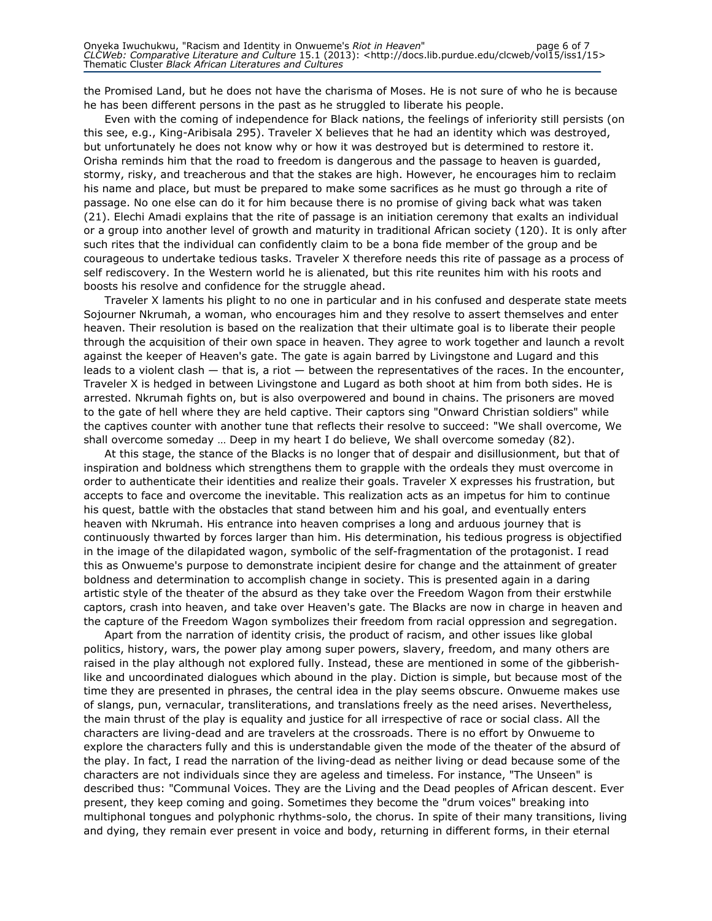the Promised Land, but he does not have the charisma of Moses. He is not sure of who he is because he has been different persons in the past as he struggled to liberate his people.

Even with the coming of independence for Black nations, the feelings of inferiority still persists (on this see, e.g., King-Aribisala 295). Traveler X believes that he had an identity which was destroyed, but unfortunately he does not know why or how it was destroyed but is determined to restore it. Orisha reminds him that the road to freedom is dangerous and the passage to heaven is guarded, stormy, risky, and treacherous and that the stakes are high. However, he encourages him to reclaim his name and place, but must be prepared to make some sacrifices as he must go through a rite of passage. No one else can do it for him because there is no promise of giving back what was taken (21). Elechi Amadi explains that the rite of passage is an initiation ceremony that exalts an individual or a group into another level of growth and maturity in traditional African society (120). It is only after such rites that the individual can confidently claim to be a bona fide member of the group and be courageous to undertake tedious tasks. Traveler X therefore needs this rite of passage as a process of self rediscovery. In the Western world he is alienated, but this rite reunites him with his roots and boosts his resolve and confidence for the struggle ahead.

Traveler X laments his plight to no one in particular and in his confused and desperate state meets Sojourner Nkrumah, a woman, who encourages him and they resolve to assert themselves and enter heaven. Their resolution is based on the realization that their ultimate goal is to liberate their people through the acquisition of their own space in heaven. They agree to work together and launch a revolt against the keeper of Heaven's gate. The gate is again barred by Livingstone and Lugard and this leads to a violent clash — that is, a riot — between the representatives of the races. In the encounter, Traveler X is hedged in between Livingstone and Lugard as both shoot at him from both sides. He is arrested. Nkrumah fights on, but is also overpowered and bound in chains. The prisoners are moved to the gate of hell where they are held captive. Their captors sing "Onward Christian soldiers" while the captives counter with another tune that reflects their resolve to succeed: "We shall overcome, We shall overcome someday … Deep in my heart I do believe, We shall overcome someday (82).

At this stage, the stance of the Blacks is no longer that of despair and disillusionment, but that of inspiration and boldness which strengthens them to grapple with the ordeals they must overcome in order to authenticate their identities and realize their goals. Traveler X expresses his frustration, but accepts to face and overcome the inevitable. This realization acts as an impetus for him to continue his quest, battle with the obstacles that stand between him and his goal, and eventually enters heaven with Nkrumah. His entrance into heaven comprises a long and arduous journey that is continuously thwarted by forces larger than him. His determination, his tedious progress is objectified in the image of the dilapidated wagon, symbolic of the self-fragmentation of the protagonist. I read this as Onwueme's purpose to demonstrate incipient desire for change and the attainment of greater boldness and determination to accomplish change in society. This is presented again in a daring artistic style of the theater of the absurd as they take over the Freedom Wagon from their erstwhile captors, crash into heaven, and take over Heaven's gate. The Blacks are now in charge in heaven and the capture of the Freedom Wagon symbolizes their freedom from racial oppression and segregation.

Apart from the narration of identity crisis, the product of racism, and other issues like global politics, history, wars, the power play among super powers, slavery, freedom, and many others are raised in the play although not explored fully. Instead, these are mentioned in some of the gibberish-like and uncoordinated dialogues which abound in the play. Diction is simple, but because most of the time they are presented in phrases, the central idea in the play seems obscure. Onwueme makes use of slangs, pun, vernacular, transliterations, and translations freely as the need arises. Nevertheless, the main thrust of the play is equality and justice for all irrespective of race or social class. All the characters are living-dead and are travelers at the crossroads. There is no effort by Onwueme to explore the characters fully and this is understandable given the mode of the theater of the absurd of the play. In fact, I read the narration of the living-dead as neither living or dead because some of the characters are not individuals since they are ageless and timeless. For instance, "The Unseen" is described thus: "Communal Voices. They are the Living and the Dead peoples of African descent. Ever present, they keep coming and going. Sometimes they become the "drum voices" breaking into multiphonal tongues and polyphonic rhythms-solo, the chorus. In spite of their many transitions, living and dying, they remain ever present in voice and body, returning in different forms, in their eternal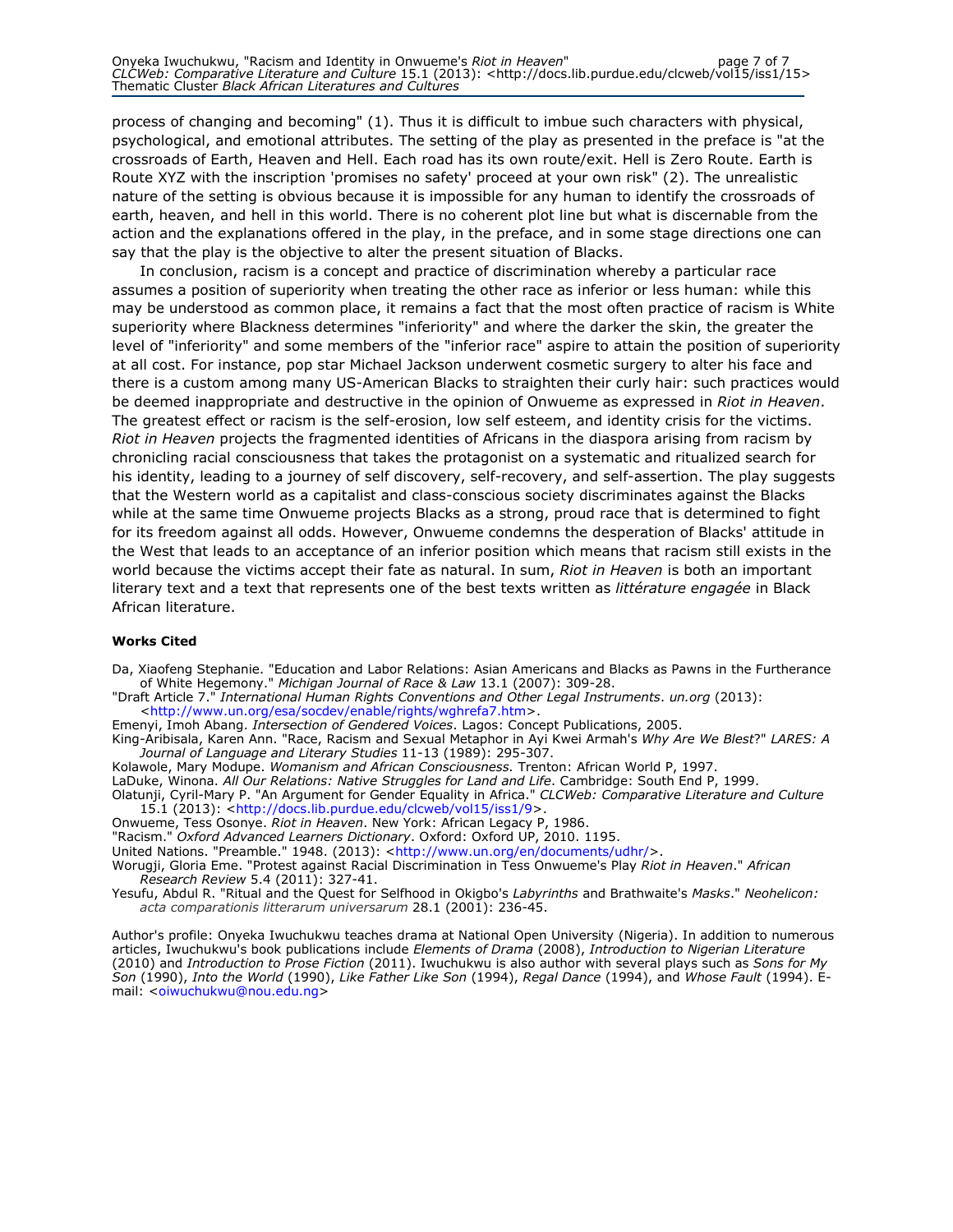process of changing and becoming" (1). Thus it is difficult to imbue such characters with physical, psychological, and emotional attributes. The setting of the play as presented in the preface is "at the crossroads of Earth, Heaven and Hell. Each road has its own route/exit. Hell is Zero Route. Earth is Route XYZ with the inscription 'promises no safety' proceed at your own risk" (2). The unrealistic nature of the setting is obvious because it is impossible for any human to identify the crossroads of earth, heaven, and hell in this world. There is no coherent plot line but what is discernable from the action and the explanations offered in the play, in the preface, and in some stage directions one can say that the play is the objective to alter the present situation of Blacks.

In conclusion, racism is a concept and practice of discrimination whereby a particular race assumes a position of superiority when treating the other race as inferior or less human: while this may be understood as common place, it remains a fact that the most often practice of racism is White superiority where Blackness determines "inferiority" and where the darker the skin, the greater the level of "inferiority" and some members of the "inferior race" aspire to attain the position of superiority at all cost. For instance, pop star Michael Jackson underwent cosmetic surgery to alter his face and there is a custom among many US-American Blacks to straighten their curly hair: such practices would be deemed inappropriate and destructive in the opinion of Onwueme as expressed in *Riot in Heaven*. The greatest effect or racism is the self-erosion, low self esteem, and identity crisis for the victims. *Riot in Heaven* projects the fragmented identities of Africans in the diaspora arising from racism by chronicling racial consciousness that takes the protagonist on a systematic and ritualized search for his identity, leading to a journey of self discovery, self-recovery, and self-assertion. The play suggests that the Western world as a capitalist and class-conscious society discriminates against the Blacks while at the same time Onwueme projects Blacks as a strong, proud race that is determined to fight for its freedom against all odds. However, Onwueme condemns the desperation of Blacks' attitude in the West that leads to an acceptance of an inferior position which means that racism still exists in the world because the victims accept their fate as natural. In sum, *Riot in Heaven* is both an important literary text and a text that represents one of the best texts written as *littérature engagée* in Black African literature.

**Works Cited**

Da, Xiaofeng Stephanie. "Education and Labor Relations: Asian Americans and Blacks as Pawns in the Furtherance of White Hegemony." *Michigan Journal of Race & Law* 13.1 (2007): 309-28.

"Draft Article 7." *International Human Rights Conventions and Other Legal Instruments*. *un.org* (2013): <http://www.un.org/esa/socdev/enable/rights/wghrefa7.htm>.

Emenyi, Imoh Abang. *Intersection of Gendered Voices*. Lagos: Concept Publications, 2005.

King-Aribisala, Karen Ann. "Race, Racism and Sexual Metaphor in Ayi Kwei Armah's *Why Are We Blest*?" *LARES: A Journal of Language and Literary Studies* 11-13 (1989): 295-307.

Kolawole, Mary Modupe. *Womanism and African Consciousness.* Trenton: African World P, 1997.

LaDuke, Winona. *All Our Relations: Native Struggles for Land and Life*. Cambridge: South End P, 1999.

Olatunji, Cyril-Mary P. "An Argument for Gender Equality in Africa." *CLCWeb: Comparative Literature and Culture* 15.1 (2013): <http://docs.lib.purdue.edu/clcweb/vol15/iss1/9>.

Onwueme, Tess Osonye. *Riot in Heaven*. New York: African Legacy P, 1986.

"Racism." *Oxford Advanced Learners Dictionary*. Oxford: Oxford UP, 2010. 1195.

United Nations. "Preamble." 1948. (2013): <http://www.un.org/en/documents/udhr/>.

Worugji, Gloria Eme. "Protest against Racial Discrimination in Tess Onwueme's Play *Riot in Heaven*." *African Research Review* 5.4 (2011): 327-41.

Yesufu, Abdul R. "Ritual and the Quest for Selfhood in Okigbo's *Labyrinths* and Brathwaite's *Masks*." *Neohelicon: acta comparationis litterarum universarum* 28.1 (2001): 236-45.

Author's profile: Onyeka Iwuchukwu teaches drama at National Open University (Nigeria). In addition to numerous articles, Iwuchukwu's book publications include *Elements of Drama* (2008), *Introduction to Nigerian Literature* (2010) and *Introduction to Prose Fiction* (2011). Iwuchukwu is also author with several plays such as *Sons for My Son* (1990), *Into the World* (1990), *Like Father Like Son* (1994), *Regal Dance* (1994), and *Whose Fault* (1994). E-mail: <oiwuchukwu@nou.edu.ng>